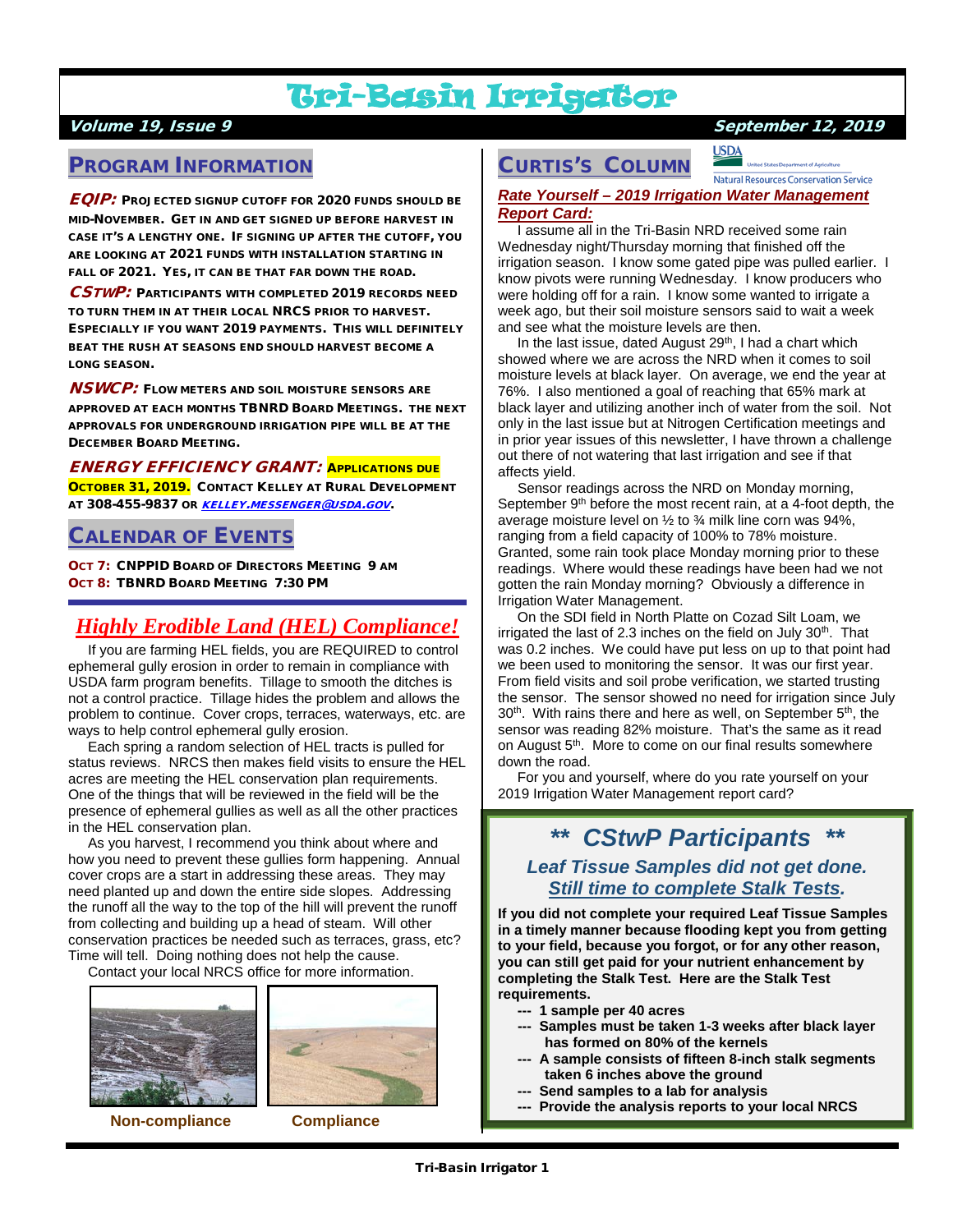# Tri-Basin Irrigator

***Volume 19, Issue 9*** ***September 12, 2019***

## Program Information

***EQIP:*** **Projected signup cutoff for 2020 funds should be mid-November. Get in and get signed up before harvest in case it's a lengthy one. If signing up after the cutoff, you are looking at 2021 funds with installation starting in fall of 2021. Yes, it can be that far down the road.**

***CStwP:*** **Participants with completed 2019 records need to turn them in at their local NRCS prior to harvest. Especially if you want 2019 payments. This will definitely beat the rush at seasons end should harvest become a long season.**

***NSWCP:*** **Flow meters and soil moisture sensors are approved at each months TBNRD Board Meetings. The next approvals for underground irrigation pipe will be at the December Board Meeting.**

***ENERGY EFFICIENCY GRANT:*** **Applications due October 31, 2019. Contact Kelley at Rural Development at 308-455-9837 or *kelley.messenger@usda.gov*.**

## Calendar of Events

**Oct 7: CNPPID Board of Directors Meeting 9 AM**
**Oct 8: TBNRD Board Meeting 7:30 PM**

## *Highly Erodible Land (HEL) Compliance!*

If you are farming HEL fields, you are REQUIRED to control ephemeral gully erosion in order to remain in compliance with USDA farm program benefits. Tillage to smooth the ditches is not a control practice. Tillage hides the problem and allows the problem to continue. Cover crops, terraces, waterways, etc. are ways to help control ephemeral gully erosion.

Each spring a random selection of HEL tracts is pulled for status reviews. NRCS then makes field visits to ensure the HEL acres are meeting the HEL conservation plan requirements. One of the things that will be reviewed in the field will be the presence of ephemeral gullies as well as all the other practices in the HEL conservation plan.

As you harvest, I recommend you think about where and how you need to prevent these gullies form happening. Annual cover crops are a start in addressing these areas. They may need planted up and down the entire side slopes. Addressing the runoff all the way to the top of the hill will prevent the runoff from collecting and building up a head of steam. Will other conservation practices be needed such as terraces, grass, etc? Time will tell. Doing nothing does not help the cause.

Contact your local NRCS office for more information.

**Non-compliance** **Compliance**

## Curtis's Column

USDA Natural Resources Conservation Service

***Rate Yourself – 2019 Irrigation Water Management Report Card:***

I assume all in the Tri-Basin NRD received some rain Wednesday night/Thursday morning that finished off the irrigation season. I know some gated pipe was pulled earlier. I know pivots were running Wednesday. I know producers who were holding off for a rain. I know some wanted to irrigate a week ago, but their soil moisture sensors said to wait a week and see what the moisture levels are then.

In the last issue, dated August 29th, I had a chart which showed where we are across the NRD when it comes to soil moisture levels at black layer. On average, we end the year at 76%. I also mentioned a goal of reaching that 65% mark at black layer and utilizing another inch of water from the soil. Not only in the last issue but at Nitrogen Certification meetings and in prior year issues of this newsletter, I have thrown a challenge out there of not watering that last irrigation and see if that affects yield.

Sensor readings across the NRD on Monday morning, September 9th before the most recent rain, at a 4-foot depth, the average moisture level on ½ to ¾ milk line corn was 94%, ranging from a field capacity of 100% to 78% moisture. Granted, some rain took place Monday morning prior to these readings. Where would these readings have been had we not gotten the rain Monday morning? Obviously a difference in Irrigation Water Management.

On the SDI field in North Platte on Cozad Silt Loam, we irrigated the last of 2.3 inches on the field on July 30th. That was 0.2 inches. We could have put less on up to that point had we been used to monitoring the sensor. It was our first year. From field visits and soil probe verification, we started trusting the sensor. The sensor showed no need for irrigation since July 30th. With rains there and here as well, on September 5th, the sensor was reading 82% moisture. That's the same as it read on August 5th. More to come on our final results somewhere down the road.

For you and yourself, where do you rate yourself on your 2019 Irrigation Water Management report card?

### *\*\* CStwP Participants \*\**

***Leaf Tissue Samples did not get done.***
***Still time to complete Stalk Tests.***

**If you did not complete your required Leaf Tissue Samples in a timely manner because flooding kept you from getting to your field, because you forgot, or for any other reason, you can still get paid for your nutrient enhancement by completing the Stalk Test. Here are the Stalk Test requirements.**

- **--- 1 sample per 40 acres**
- **--- Samples must be taken 1-3 weeks after black layer has formed on 80% of the kernels**
- **--- A sample consists of fifteen 8-inch stalk segments taken 6 inches above the ground**
- **--- Send samples to a lab for analysis**
- **--- Provide the analysis reports to your local NRCS**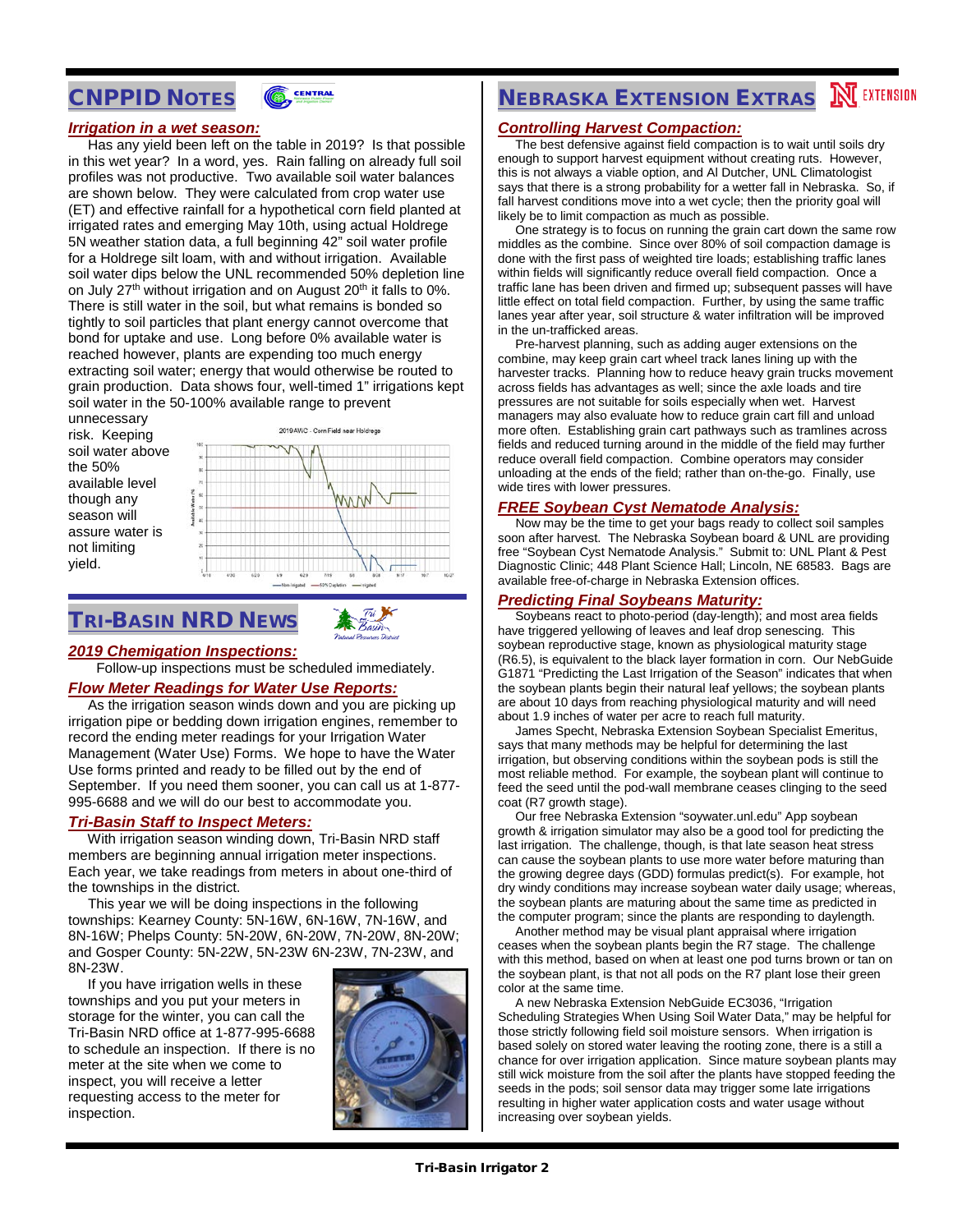## CNPPID Notes

### *Irrigation in a wet season:*

Has any yield been left on the table in 2019? Is that possible in this wet year? In a word, yes. Rain falling on already full soil profiles was not productive. Two available soil water balances are shown below. They were calculated from crop water use (ET) and effective rainfall for a hypothetical corn field planted at irrigated rates and emerging May 10th, using actual Holdrege 5N weather station data, a full beginning 42" soil water profile for a Holdrege silt loam, with and without irrigation. Available soil water dips below the UNL recommended 50% depletion line on July 27th without irrigation and on August 20th it falls to 0%. There is still water in the soil, but what remains is bonded so tightly to soil particles that plant energy cannot overcome that bond for uptake and use. Long before 0% available water is reached however, plants are expending too much energy extracting soil water; energy that would otherwise be routed to grain production. Data shows four, well-timed 1" irrigations kept soil water in the 50-100% available range to prevent unnecessary risk. Keeping soil water above the 50% available level though any season will assure water is not limiting yield.

2019 AWC - Corn Field near Holdrege

## Tri-Basin NRD News

### *2019 Chemigation Inspections:*

Follow-up inspections must be scheduled immediately.

### *Flow Meter Readings for Water Use Reports:*

As the irrigation season winds down and you are picking up irrigation pipe or bedding down irrigation engines, remember to record the ending meter readings for your Irrigation Water Management (Water Use) Forms. We hope to have the Water Use forms printed and ready to be filled out by the end of September. If you need them sooner, you can call us at 1-877-995-6688 and we will do our best to accommodate you.

### *Tri-Basin Staff to Inspect Meters:*

With irrigation season winding down, Tri-Basin NRD staff members are beginning annual irrigation meter inspections. Each year, we take readings from meters in about one-third of the townships in the district.

This year we will be doing inspections in the following townships: Kearney County: 5N-16W, 6N-16W, 7N-16W, and 8N-16W; Phelps County: 5N-20W, 6N-20W, 7N-20W, 8N-20W; and Gosper County: 5N-22W, 5N-23W 6N-23W, 7N-23W, and 8N-23W.

If you have irrigation wells in these townships and you put your meters in storage for the winter, you can call the Tri-Basin NRD office at 1-877-995-6688 to schedule an inspection. If there is no meter at the site when we come to inspect, you will receive a letter requesting access to the meter for inspection.

## Nebraska Extension Extras

### *Controlling Harvest Compaction:*

The best defensive against field compaction is to wait until soils dry enough to support harvest equipment without creating ruts. However, this is not always a viable option, and Al Dutcher, UNL Climatologist says that there is a strong probability for a wetter fall in Nebraska. So, if fall harvest conditions move into a wet cycle; then the priority goal will likely be to limit compaction as much as possible.

One strategy is to focus on running the grain cart down the same row middles as the combine. Since over 80% of soil compaction damage is done with the first pass of weighted tire loads; establishing traffic lanes within fields will significantly reduce overall field compaction. Once a traffic lane has been driven and firmed up; subsequent passes will have little effect on total field compaction. Further, by using the same traffic lanes year after year, soil structure & water infiltration will be improved in the un-trafficked areas.

Pre-harvest planning, such as adding auger extensions on the combine, may keep grain cart wheel track lanes lining up with the harvester tracks. Planning how to reduce heavy grain trucks movement across fields has advantages as well; since the axle loads and tire pressures are not suitable for soils especially when wet. Harvest managers may also evaluate how to reduce grain cart fill and unload more often. Establishing grain cart pathways such as tramlines across fields and reduced turning around in the middle of the field may further reduce overall field compaction. Combine operators may consider unloading at the ends of the field; rather than on-the-go. Finally, use wide tires with lower pressures.

### *FREE Soybean Cyst Nematode Analysis:*

Now may be the time to get your bags ready to collect soil samples soon after harvest. The Nebraska Soybean board & UNL are providing free "Soybean Cyst Nematode Analysis." Submit to: UNL Plant & Pest Diagnostic Clinic; 448 Plant Science Hall; Lincoln, NE 68583. Bags are available free-of-charge in Nebraska Extension offices.

### *Predicting Final Soybeans Maturity:*

Soybeans react to photo-period (day-length); and most area fields have triggered yellowing of leaves and leaf drop senescing. This soybean reproductive maturity stage, known as physiological maturity stage (R6.5), is equivalent to the black layer formation in corn. Our NebGuide G1871 "Predicting the Last Irrigation of the Season" indicates that when the soybean plants begin their natural leaf yellows; the soybean plants are about 10 days from reaching physiological maturity and will need about 1.9 inches of water per acre to reach full maturity.

James Specht, Nebraska Extension Soybean Specialist Emeritus, says that many methods may be helpful for determining the last irrigation, but observing conditions within the soybean pods is still the most reliable method. For example, the soybean plant will continue to feed the seed until the pod-wall membrane ceases clinging to the seed coat (R7 growth stage).

Our free Nebraska Extension "soywater.unl.edu" App soybean growth & irrigation simulator may also be a good tool for predicting the last irrigation. The challenge, though, is that late season heat stress can cause the soybean plants to use more water before maturing than the growing degree days (GDD) formulas predict(s). For example, hot dry windy conditions may increase soybean water daily usage; whereas, the soybean plants are maturing about the same time as predicted in the computer program; since the plants are responding to daylength.

Another method may be visual plant appraisal when irrigation ceases when the soybean plants begin the R7 stage. The challenge with this method, based on when at least one pod turns brown or tan on the soybean plant, is that not all pods on the R7 plant lose their green color at the same time.

A new Nebraska Extension NebGuide EC3036, "Irrigation Scheduling Strategies When Using Soil Water Data," may be helpful for those strictly following field soil moisture sensors. When irrigation is based solely on stored water leaving the rooting zone, there is a still a chance for over irrigation application. Since mature soybean plants may still wick moisture from the soil after the plants have stopped feeding the seeds in the pods; soil sensor data may trigger some late irrigations resulting in higher water application costs and water usage without increasing over soybean yields.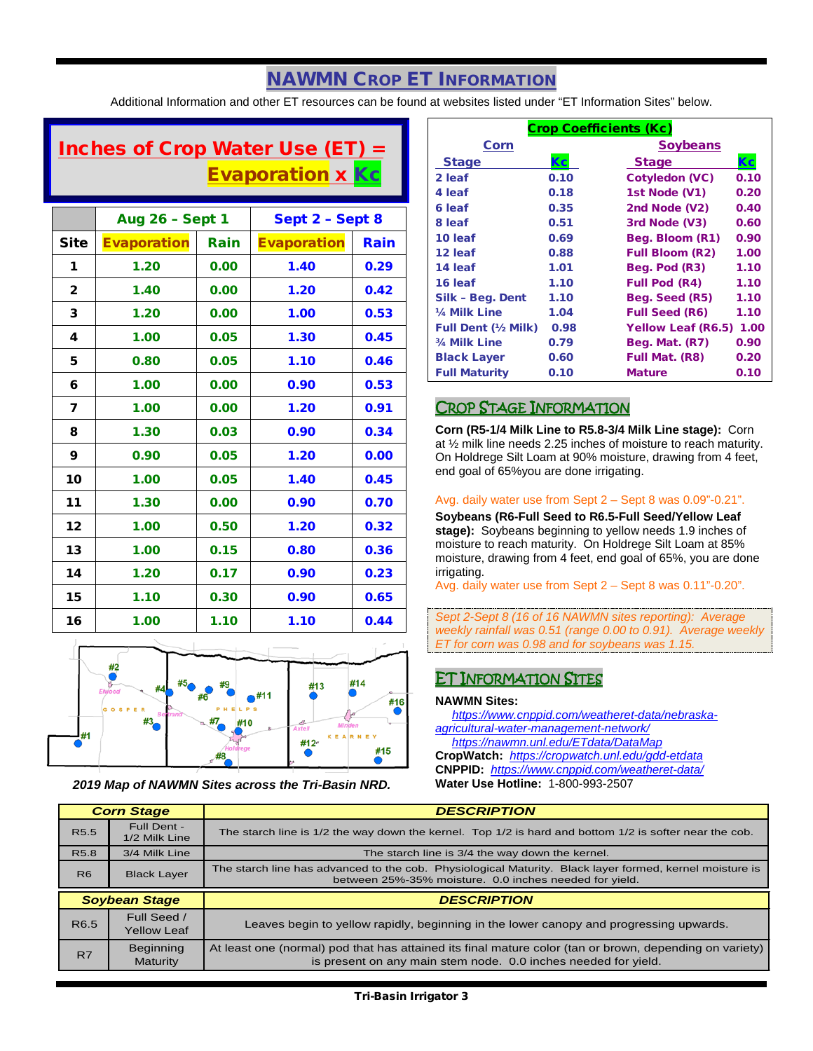# NAWMN Crop ET Information

Additional Information and other ET resources can be found at websites listed under "ET Information Sites" below.

## Inches of Crop Water Use (ET) = Evaporation x Kc

| | Aug 26 – Sept 1 | | Sept 2 – Sept 8 | |
|---|---|---|---|---|
| Site | Evaporation | Rain | Evaporation | Rain |
| 1 | 1.20 | 0.00 | 1.40 | 0.29 |
| 2 | 1.40 | 0.00 | 1.20 | 0.42 |
| 3 | 1.20 | 0.00 | 1.00 | 0.53 |
| 4 | 1.00 | 0.05 | 1.30 | 0.45 |
| 5 | 0.80 | 0.05 | 1.10 | 0.46 |
| 6 | 1.00 | 0.00 | 0.90 | 0.53 |
| 7 | 1.00 | 0.00 | 1.20 | 0.91 |
| 8 | 1.30 | 0.03 | 0.90 | 0.34 |
| 9 | 0.90 | 0.05 | 1.20 | 0.00 |
| 10 | 1.00 | 0.05 | 1.40 | 0.45 |
| 11 | 1.30 | 0.00 | 0.90 | 0.70 |
| 12 | 1.00 | 0.50 | 1.20 | 0.32 |
| 13 | 1.00 | 0.15 | 0.80 | 0.36 |
| 14 | 1.20 | 0.17 | 0.90 | 0.23 |
| 15 | 1.10 | 0.30 | 0.90 | 0.65 |
| 16 | 1.00 | 1.10 | 1.10 | 0.44 |

*2019 Map of NAWMN Sites across the Tri-Basin NRD.*

## Crop Coefficients (Kc)

| Corn Stage | Kc | Soybeans Stage | Kc |
|---|---|---|---|
| 2 leaf | 0.10 | Cotyledon (VC) | 0.10 |
| 4 leaf | 0.18 | 1st Node (V1) | 0.20 |
| 6 leaf | 0.35 | 2nd Node (V2) | 0.40 |
| 8 leaf | 0.51 | 3rd Node (V3) | 0.60 |
| 10 leaf | 0.69 | Beg. Bloom (R1) | 0.90 |
| 12 leaf | 0.88 | Full Bloom (R2) | 1.00 |
| 14 leaf | 1.01 | Beg. Pod (R3) | 1.10 |
| 16 leaf | 1.10 | Full Pod (R4) | 1.10 |
| Silk – Beg. Dent | 1.10 | Beg. Seed (R5) | 1.10 |
| ¼ Milk Line | 1.04 | Full Seed (R6) | 1.10 |
| Full Dent (½ Milk) | 0.98 | Yellow Leaf (R6.5) | 1.00 |
| ¾ Milk Line | 0.79 | Beg. Mat. (R7) | 0.90 |
| Black Layer | 0.60 | Full Mat. (R8) | 0.20 |
| Full Maturity | 0.10 | Mature | 0.10 |

## Crop Stage Information

**Corn (R5-1/4 Milk Line to R5.8-3/4 Milk Line stage):** Corn at ½ milk line needs 2.25 inches of moisture to reach maturity. On Holdrege Silt Loam at 90% moisture, drawing from 4 feet, end goal of 65%you are done irrigating.

Avg. daily water use from Sept 2 – Sept 8 was 0.09"-0.21".

**Soybeans (R6-Full Seed to R6.5-Full Seed/Yellow Leaf stage):** Soybeans beginning to yellow needs 1.9 inches of moisture to reach maturity. On Holdrege Silt Loam at 85% moisture, drawing from 4 feet, end goal of 65%, you are done irrigating.

Avg. daily water use from Sept 2 – Sept 8 was 0.11"-0.20".

*Sept 2-Sept 8 (16 of 16 NAWMN sites reporting): Average weekly rainfall was 0.51 (range 0.00 to 0.91). Average weekly ET for corn was 0.98 and for soybeans was 1.15.*

## ET Information Sites

**NAWMN Sites:**
https://www.cnppid.com/weatheret-data/nebraska-agricultural-water-management-network/
https://nawmn.unl.edu/ETdata/DataMap

**CropWatch:** https://cropwatch.unl.edu/gdd-etdata

**CNPPID:** https://www.cnppid.com/weatheret-data/

**Water Use Hotline:** 1-800-993-2507

| Corn Stage | | DESCRIPTION |
|---|---|---|
| R5.5 | Full Dent - 1/2 Milk Line | The starch line is 1/2 the way down the kernel. Top 1/2 is hard and bottom 1/2 is softer near the cob. |
| R5.8 | 3/4 Milk Line | The starch line is 3/4 the way down the kernel. |
| R6 | Black Layer | The starch line has advanced to the cob. Physiological Maturity. Black layer formed, kernel moisture is between 25%-35% moisture. 0.0 inches needed for yield. |

| Soybean Stage | | DESCRIPTION |
|---|---|---|
| R6.5 | Full Seed / Yellow Leaf | Leaves begin to yellow rapidly, beginning in the lower canopy and progressing upwards. |
| R7 | Beginning Maturity | At least one (normal) pod that has attained its final mature color (tan or brown, depending on variety) is present on any main stem node. 0.0 inches needed for yield. |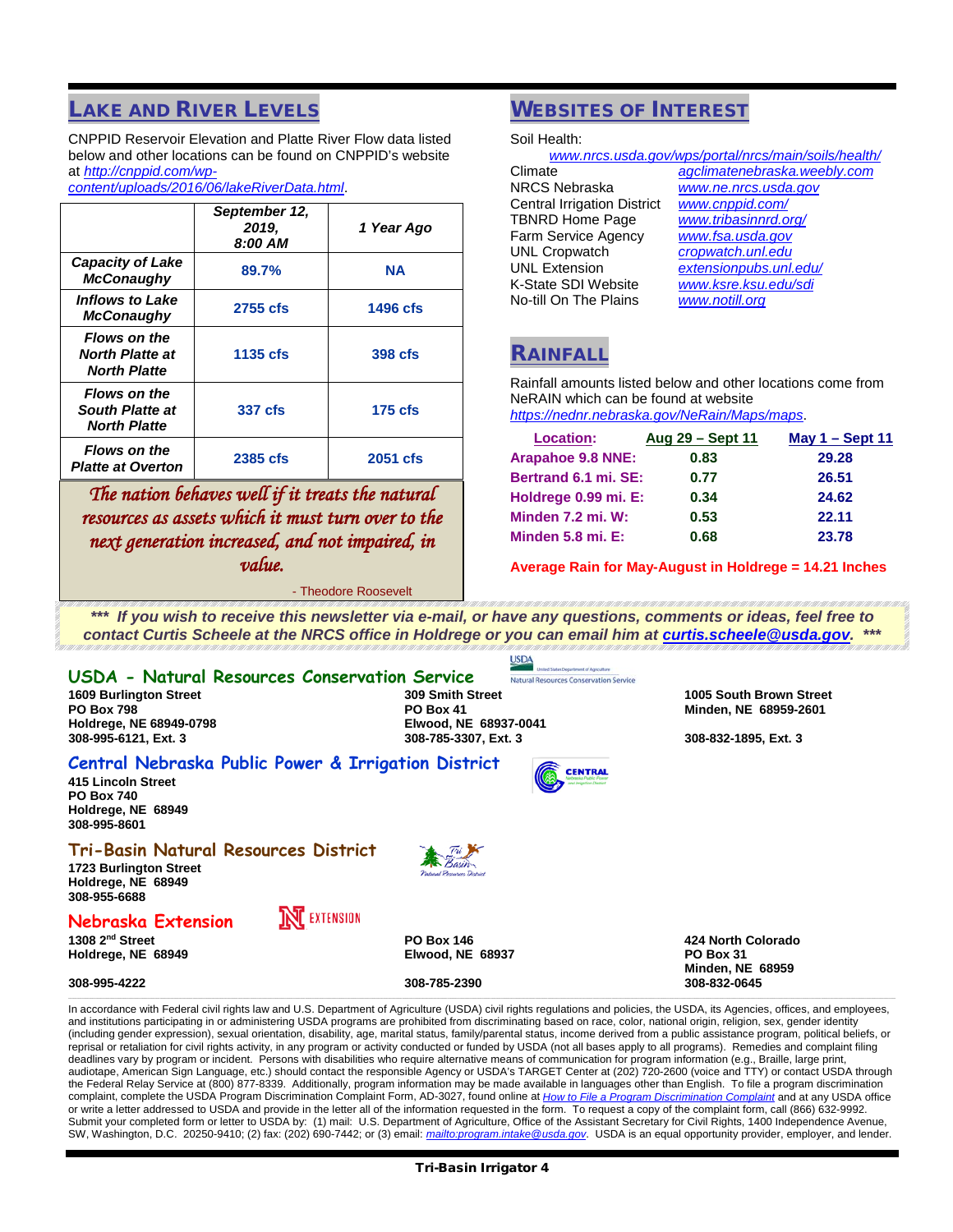## Lake and River Levels

CNPPID Reservoir Elevation and Platte River Flow data listed below and other locations can be found on CNPPID's website at *http://cnppid.com/wp-content/uploads/2016/06/lakeRiverData.html*.

| | *September 12, 2019, 8:00 AM* | *1 Year Ago* |
|---|---|---|
| ***Capacity of Lake McConaughy*** | **89.7%** | **NA** |
| ***Inflows to Lake McConaughy*** | **2755 cfs** | **1496 cfs** |
| ***Flows on the North Platte at North Platte*** | **1135 cfs** | **398 cfs** |
| ***Flows on the South Platte at North Platte*** | **337 cfs** | **175 cfs** |
| ***Flows on the Platte at Overton*** | **2385 cfs** | **2051 cfs** |

*The nation behaves well if it treats the natural resources as assets which it must turn over to the next generation increased, and not impaired, in value.*

\- Theodore Roosevelt

## Websites of Interest

Soil Health:
*www.nrcs.usda.gov/wps/portal/nrcs/main/soils/health/*

| | |
|---|---|
| Climate | *agclimatenebraska.weebly.com* |
| NRCS Nebraska | *www.ne.nrcs.usda.gov* |
| Central Irrigation District | *www.cnppid.com/* |
| TBNRD Home Page | *www.tribasinnrd.org/* |
| Farm Service Agency | *www.fsa.usda.gov* |
| UNL Cropwatch | *cropwatch.unl.edu* |
| UNL Extension | *extensionpubs.unl.edu/* |
| K-State SDI Website | *www.ksre.ksu.edu/sdi* |
| No-till On The Plains | *www.notill.org* |

## Rainfall

Rainfall amounts listed below and other locations come from NeRAIN which can be found at website *https://nednr.nebraska.gov/NeRain/Maps/maps*.

| Location: | Aug 29 – Sept 11 | May 1 – Sept 11 |
|---|---|---|
| **Arapahoe 9.8 NNE:** | **0.83** | **29.28** |
| **Bertrand 6.1 mi. SE:** | **0.77** | **26.51** |
| **Holdrege 0.99 mi. E:** | **0.34** | **24.62** |
| **Minden 7.2 mi. W:** | **0.53** | **22.11** |
| **Minden 5.8 mi. E:** | **0.68** | **23.78** |

**Average Rain for May-August in Holdrege = 14.21 Inches**

***\*\*\* If you wish to receive this newsletter via e-mail, or have any questions, comments or ideas, feel free to contact Curtis Scheele at the NRCS office in Holdrege or you can email him at curtis.scheele@usda.gov. \*\*\****

### USDA - Natural Resources Conservation Service

**1609 Burlington Street**
**PO Box 798**
**Holdrege, NE 68949-0798**
**308-995-6121, Ext. 3**

**309 Smith Street**
**PO Box 41**
**Elwood, NE 68937-0041**
**308-785-3307, Ext. 3**

**1005 South Brown Street**
**Minden, NE 68959-2601**
**308-832-1895, Ext. 3**

### Central Nebraska Public Power & Irrigation District

**415 Lincoln Street**
**PO Box 740**
**Holdrege, NE 68949**
**308-995-8601**

### Tri-Basin Natural Resources District

**1723 Burlington Street**
**Holdrege, NE 68949**
**308-955-6688**

### Nebraska Extension

**1308 2nd Street**
**Holdrege, NE 68949**
**308-995-4222**

**PO Box 146**
**Elwood, NE 68937**
**308-785-2390**

**424 North Colorado**
**PO Box 31**
**Minden, NE 68959**
**308-832-0645**

In accordance with Federal civil rights law and U.S. Department of Agriculture (USDA) civil rights regulations and policies, the USDA, its Agencies, offices, and employees, and institutions participating in or administering USDA programs are prohibited from discriminating based on race, color, national origin, religion, sex, gender identity (including gender expression), sexual orientation, disability, age, marital status, family/parental status, income derived from a public assistance program, political beliefs, or reprisal or retaliation for prior civil rights activity, in any program or activity conducted or funded by USDA (not all bases apply to all programs). Remedies and complaint filing deadlines vary by program or incident. Persons with disabilities who require alternative means of communication for program information (e.g., Braille, large print, audiotape, American Sign Language, etc.) should contact the responsible Agency or USDA's TARGET Center at (202) 720-2600 (voice and TTY) or contact USDA through the Federal Relay Service at (800) 877-8339. Additionally, program information may be made available in languages other than English. To file a program discrimination complaint, complete the USDA Program Discrimination Complaint Form, AD-3027, found online at *How to File a Program Discrimination Complaint* and at any USDA office or write a letter addressed to USDA and provide in the letter all of the information requested in the form. To request a copy of the complaint form, call (866) 632-9992. Submit your completed form or letter to USDA by: (1) mail: U.S. Department of Agriculture, Office of the Assistant Secretary for Civil Rights, 1400 Independence Avenue, SW, Washington, D.C. 20250-9410; (2) fax: (202) 690-7442; or (3) email: *mailto:program.intake@usda.gov*. USDA is an equal opportunity provider, employer, and lender.